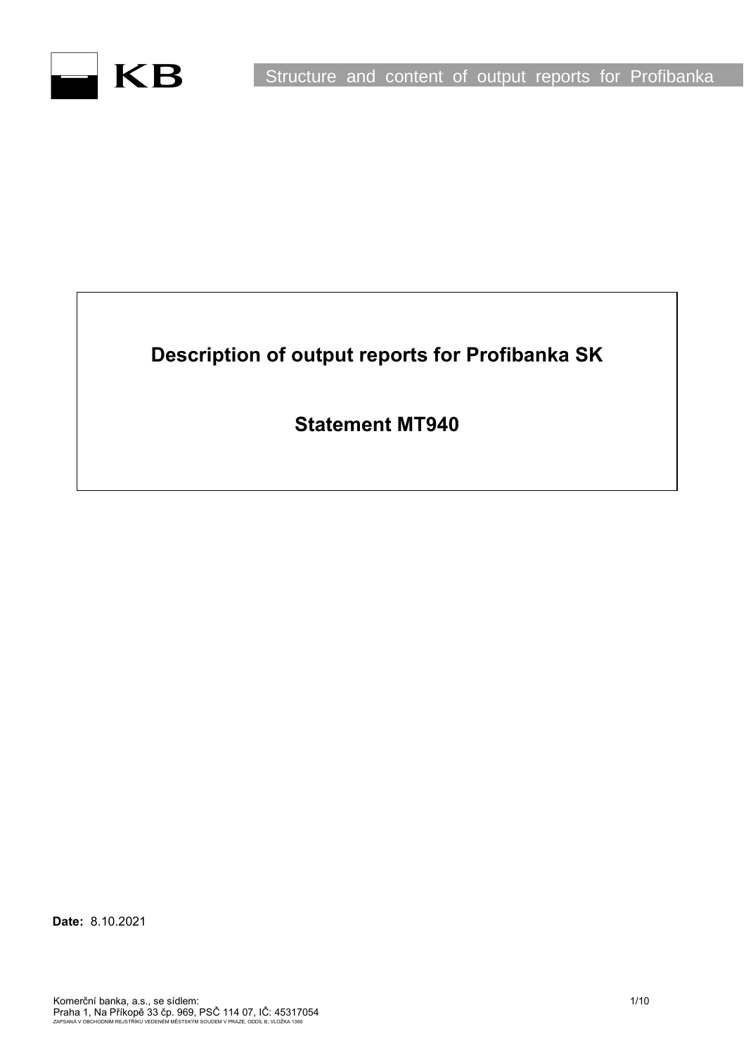# Description of output reports for Profibanka SK

## Statement MT940

**Date:** 8.10.2021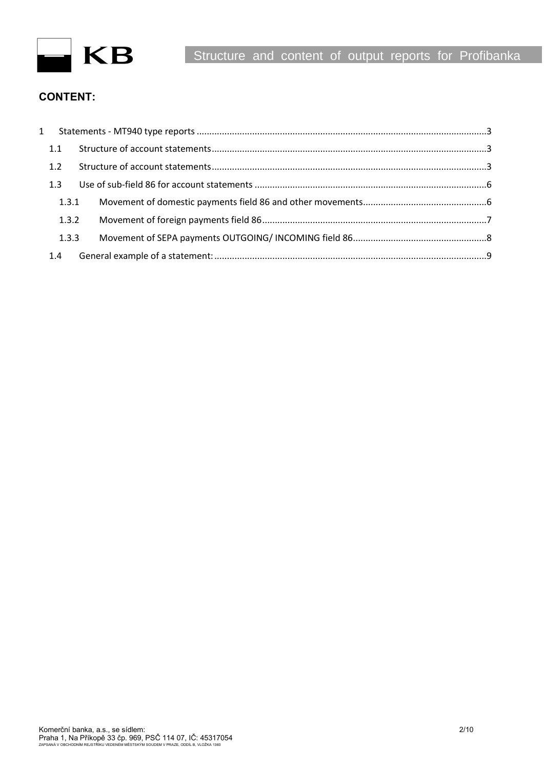## CONTENT:

1 Statements - MT940 type reports ........................................................................................................3
  1.1 Structure of account statements ........................................................................................................3
  1.2 Structure of account statements ........................................................................................................3
  1.3 Use of sub-field 86 for account statements ........................................................................................6
    1.3.1 Movement of domestic payments field 86 and other movements ....................................................6
    1.3.2 Movement of foreign payments field 86 ........................................................................................7
    1.3.3 Movement of SEPA payments OUTGOING/ INCOMING field 86 ....................................................8
  1.4 General example of a statement: ........................................................................................................9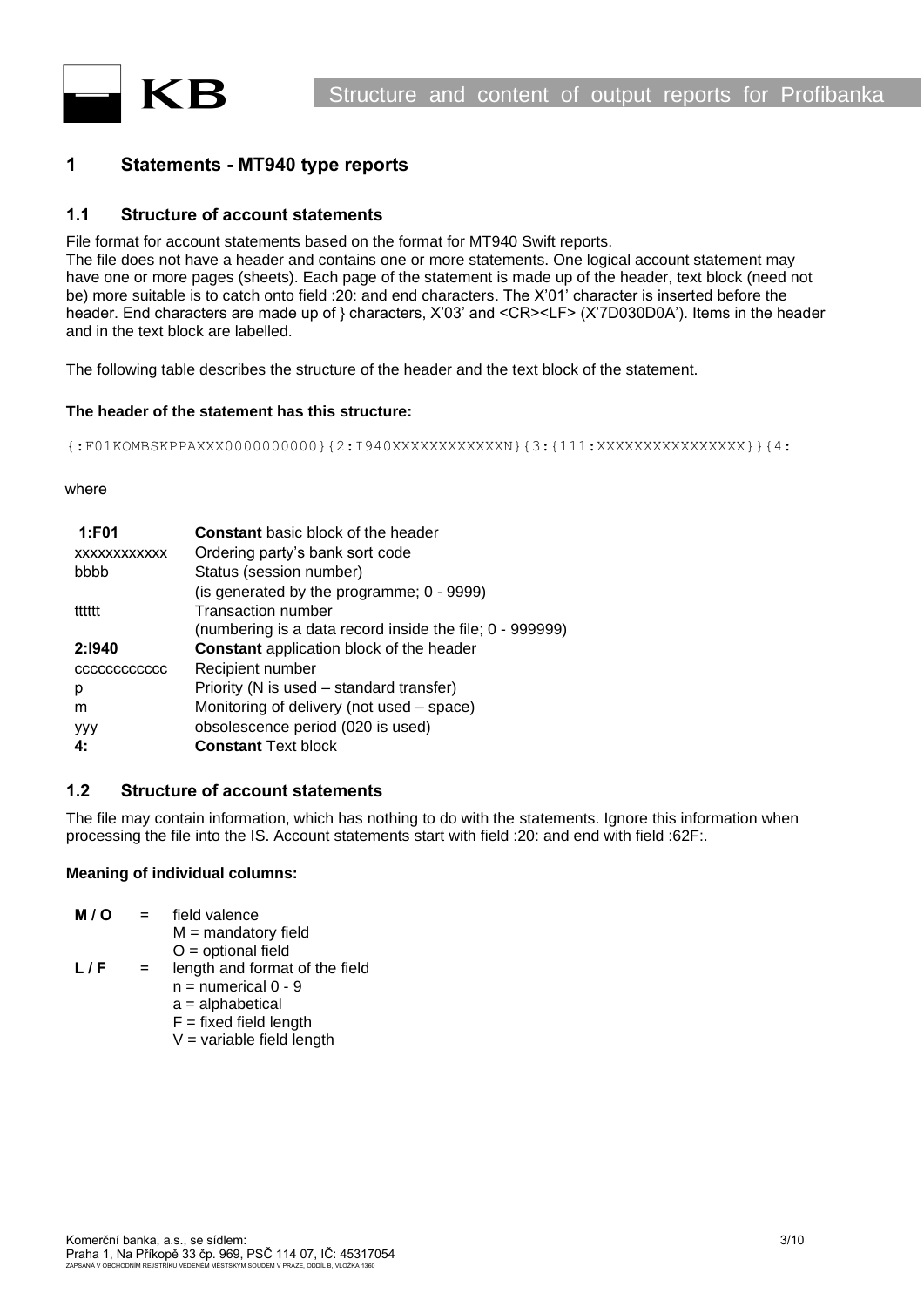# 1 Statements - MT940 type reports

## 1.1 Structure of account statements

File format for account statements based on the format for MT940 Swift reports.
The file does not have a header and contains one or more statements. One logical account statement may have one or more pages (sheets). Each page of the statement is made up of the header, text block (need not be) more suitable is to catch onto field :20: and end characters. The X'01' character is inserted before the header. End characters are made up of } characters, X'03' and <CR><LF> (X'7D030D0A'). Items in the header and in the text block are labelled.

The following table describes the structure of the header and the text block of the statement.

**The header of the statement has this structure:**

```
{:F01KOMBSKPPAXXX0000000000}{2:I940XXXXXXXXXXXXN}{3:{111:XXXXXXXXXXXXXXXX}}{4:
```

where

| | |
|---|---|
| **1:F01** | **Constant** basic block of the header |
| xxxxxxxxxxxx | Ordering party's bank sort code |
| bbbb | Status (session number)<br>(is generated by the programme; 0 - 9999) |
| tttttt | Transaction number<br>(numbering is a data record inside the file; 0 - 999999) |
| **2:I940** | **Constant** application block of the header |
| cccccccccccc | Recipient number |
| p | Priority (N is used – standard transfer) |
| m | Monitoring of delivery (not used – space) |
| yyy | obsolescence period (020 is used) |
| **4:** | **Constant** Text block |

## 1.2 Structure of account statements

The file may contain information, which has nothing to do with the statements. Ignore this information when processing the file into the IS. Account statements start with field :20: and end with field :62F:.

**Meaning of individual columns:**

| | | |
|---|---|---|
| **M / O** | = | field valence<br>M = mandatory field<br>O = optional field |
| **L / F** | = | length and format of the field<br>n = numerical 0 - 9<br>a = alphabetical<br>F = fixed field length<br>V = variable field length |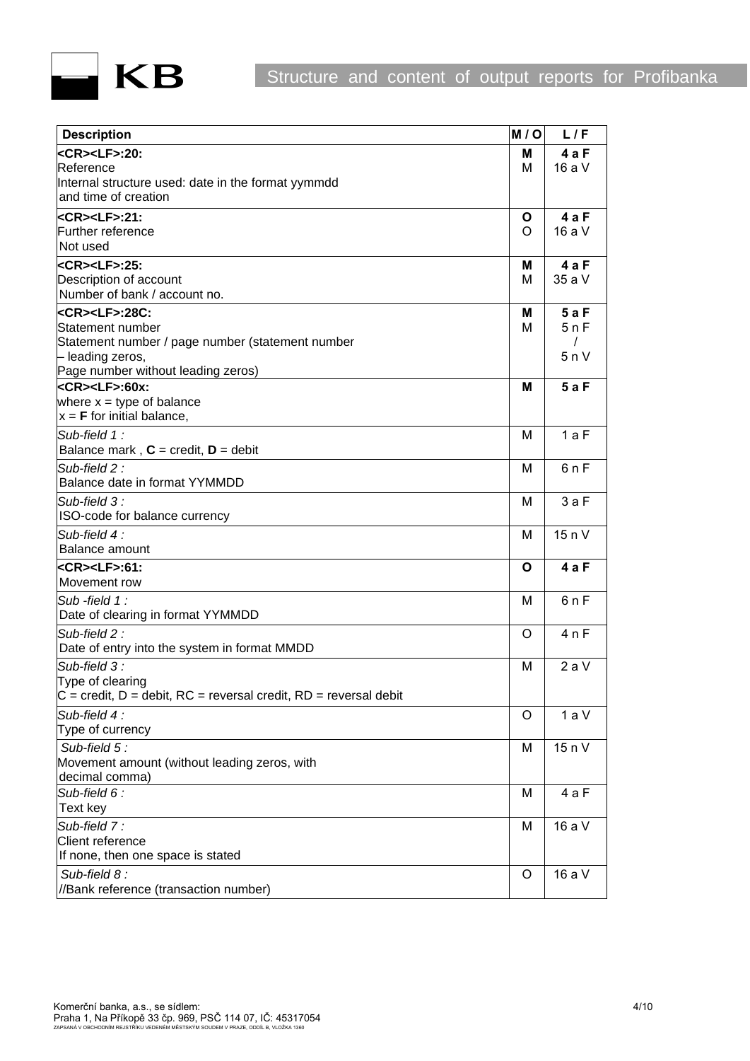| Description | M / O | L / F |
|---|---|---|
| **<CR><LF>:20:**<br>Reference<br>Internal structure used: date in the format yymmdd and time of creation | **M**<br>M | **4 a F**<br>16 a V |
| **<CR><LF>:21:**<br>Further reference<br>Not used | **O**<br>O | **4 a F**<br>16 a V |
| **<CR><LF>:25:**<br>Description of account<br>Number of bank / account no. | **M**<br>M | **4 a F**<br>35 a V |
| **<CR><LF>:28C:**<br>Statement number<br>Statement number / page number (statement number – leading zeros,<br>Page number without leading zeros) | **M**<br>M | **5 a F**<br>5 n F<br>/<br>5 n V |
| **<CR><LF>:60x:**<br>where x = type of balance<br>x = **F** for initial balance, | **M** | **5 a F** |
| *Sub-field 1 :*<br>Balance mark , **C** = credit, **D** = debit | M | 1 a F |
| *Sub-field 2 :*<br>Balance date in format YYMMDD | M | 6 n F |
| *Sub-field 3 :*<br>ISO-code for balance currency | M | 3 a F |
| *Sub-field 4 :*<br>Balance amount | M | 15 n V |
| **<CR><LF>:61:**<br>Movement row | **O** | **4 a F** |
| *Sub -field 1 :*<br>Date of clearing in format YYMMDD | M | 6 n F |
| *Sub-field 2 :*<br>Date of entry into the system in format MMDD | O | 4 n F |
| *Sub-field 3 :*<br>Type of clearing<br>C = credit, D = debit, RC = reversal credit, RD = reversal debit | M | 2 a V |
| *Sub-field 4 :*<br>Type of currency | O | 1 a V |
| *Sub-field 5 :*<br>Movement amount (without leading zeros, with decimal comma) | M | 15 n V |
| *Sub-field 6 :*<br>Text key | M | 4 a F |
| *Sub-field 7 :*<br>Client reference<br>If none, then one space is stated | M | 16 a V |
| *Sub-field 8 :*<br>//Bank reference (transaction number) | O | 16 a V |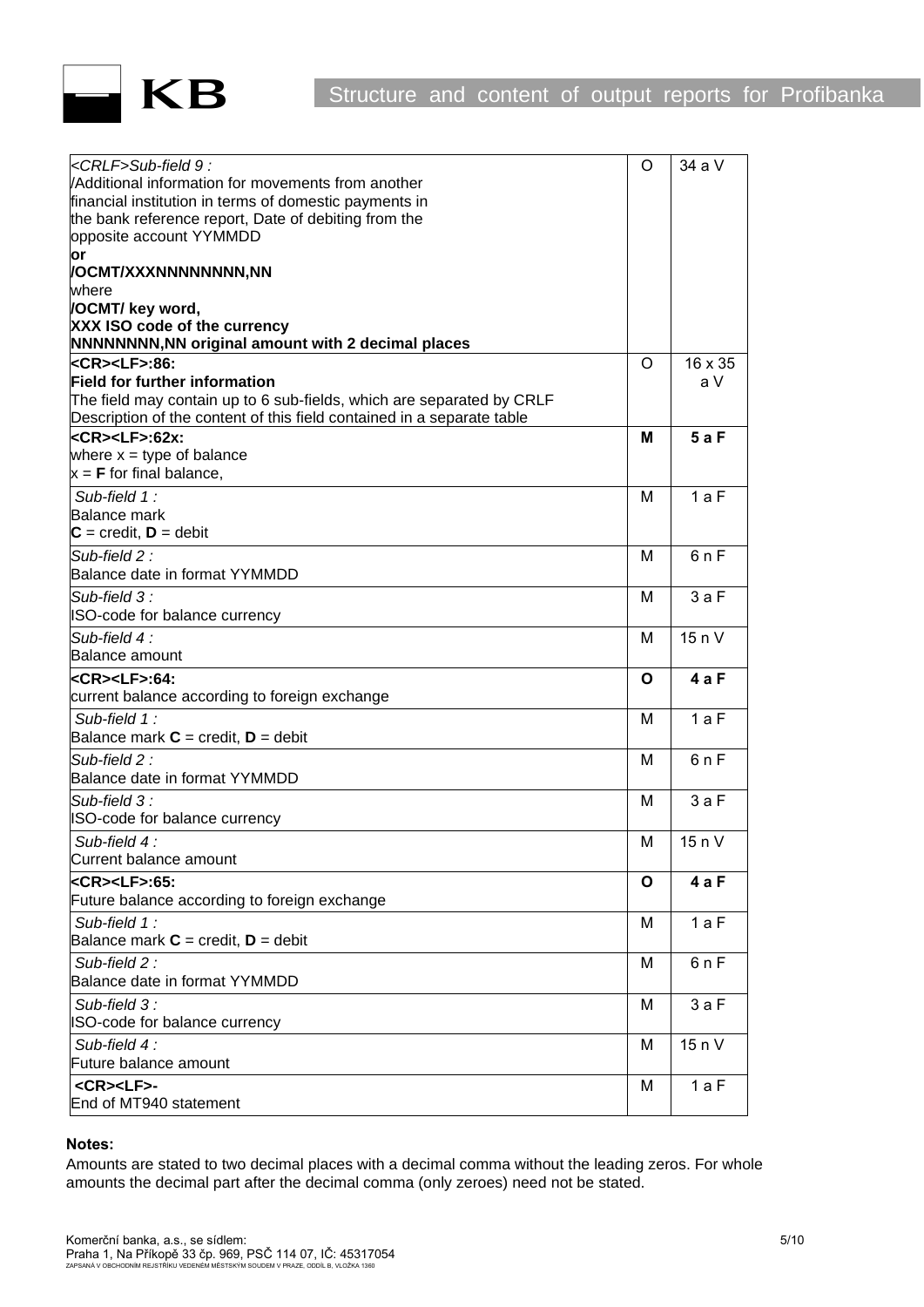| | | |
|---|---|---|
| *<CRLF>Sub-field 9 :*<br>/Additional information for movements from another financial institution in terms of domestic payments in the bank reference report, Date of debiting from the opposite account YYMMDD<br>**or**<br>**/OCMT/XXXNNNNNNNN,NN**<br>where<br>**/OCMT/ key word,**<br>**XXX ISO code of the currency**<br>**NNNNNNNN,NN original amount with 2 decimal places** | O | 34 a V |
| **<CR><LF>:86:**<br>**Field for further information**<br>The field may contain up to 6 sub-fields, which are separated by CRLF<br>Description of the content of this field contained in a separate table | O | 16 x 35 a V |
| **<CR><LF>:62x:**<br>where x = type of balance<br>x = **F** for final balance, | **M** | **5 a F** |
| *Sub-field 1 :*<br>Balance mark<br>**C** = credit, **D** = debit | M | 1 a F |
| *Sub-field 2 :*<br>Balance date in format YYMMDD | M | 6 n F |
| *Sub-field 3 :*<br>ISO-code for balance currency | M | 3 a F |
| *Sub-field 4 :*<br>Balance amount | M | 15 n V |
| **<CR><LF>:64:**<br>current balance according to foreign exchange | **O** | **4 a F** |
| *Sub-field 1 :*<br>Balance mark **C** = credit, **D** = debit | M | 1 a F |
| *Sub-field 2 :*<br>Balance date in format YYMMDD | M | 6 n F |
| *Sub-field 3 :*<br>ISO-code for balance currency | M | 3 a F |
| *Sub-field 4 :*<br>Current balance amount | M | 15 n V |
| **<CR><LF>:65:**<br>Future balance according to foreign exchange | **O** | **4 a F** |
| *Sub-field 1 :*<br>Balance mark **C** = credit, **D** = debit | M | 1 a F |
| *Sub-field 2 :*<br>Balance date in format YYMMDD | M | 6 n F |
| *Sub-field 3 :*<br>ISO-code for balance currency | M | 3 a F |
| *Sub-field 4 :*<br>Future balance amount | M | 15 n V |
| **<CR><LF>-**<br>End of MT940 statement | M | 1 a F |

**Notes:**

Amounts are stated to two decimal places with a decimal comma without the leading zeros. For whole amounts the decimal part after the decimal comma (only zeroes) need not be stated.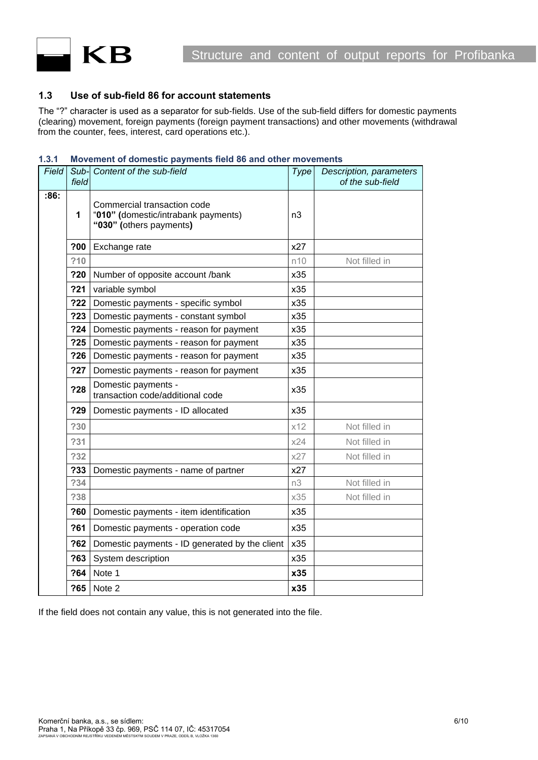## 1.3 Use of sub-field 86 for account statements

The "?" character is used as a separator for sub-fields. Use of the sub-field differs for domestic payments (clearing) movement, foreign payments (foreign payment transactions) and other movements (withdrawal from the counter, fees, interest, card operations etc.).

### 1.3.1 Movement of domestic payments field 86 and other movements

| *Field* | *Sub-field* | *Content of the sub-field* | *Type* | *Description, parameters of the sub-field* |
|---|---|---|---|---|
| **:86:** | **1** | Commercial transaction code<br>"**010" (**domestic/intrabank payments)<br>**"030" (**others payments**)** | n3 | |
| | **?00** | Exchange rate | x27 | |
| | ?10 | | n10 | Not filled in |
| | **?20** | Number of opposite account /bank | x35 | |
| | **?21** | variable symbol | x35 | |
| | **?22** | Domestic payments - specific symbol | x35 | |
| | **?23** | Domestic payments - constant symbol | x35 | |
| | **?24** | Domestic payments - reason for payment | x35 | |
| | **?25** | Domestic payments - reason for payment | x35 | |
| | **?26** | Domestic payments - reason for payment | x35 | |
| | **?27** | Domestic payments - reason for payment | x35 | |
| | **?28** | Domestic payments - transaction code/additional code | x35 | |
| | **?29** | Domestic payments - ID allocated | x35 | |
| | ?30 | | x12 | Not filled in |
| | ?31 | | x24 | Not filled in |
| | ?32 | | x27 | Not filled in |
| | **?33** | Domestic payments - name of partner | x27 | |
| | ?34 | | n3 | Not filled in |
| | ?38 | | x35 | Not filled in |
| | **?60** | Domestic payments - item identification | x35 | |
| | **?61** | Domestic payments - operation code | x35 | |
| | **?62** | Domestic payments - ID generated by the client | x35 | |
| | **?63** | System description | x35 | |
| | **?64** | Note 1 | **x35** | |
| | **?65** | Note 2 | **x35** | |

If the field does not contain any value, this is not generated into the file.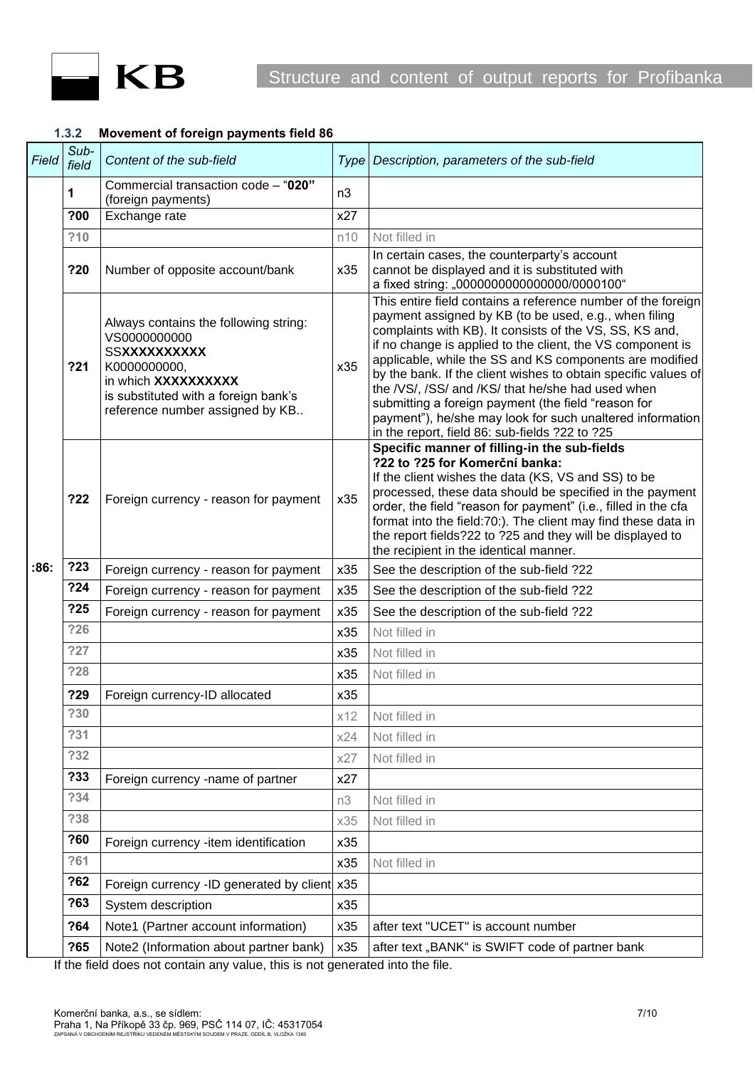### 1.3.2 Movement of foreign payments field 86

| *Field* | *Sub-field* | *Content of the sub-field* | *Type* | *Description, parameters of the sub-field* |
|---|---|---|---|---|
| :86: | **1** | Commercial transaction code – "**020"** (foreign payments) | n3 | |
| | **?00** | Exchange rate | x27 | |
| | ?10 | | n10 | Not filled in |
| | **?20** | Number of opposite account/bank | x35 | In certain cases, the counterparty's account cannot be displayed and it is substituted with a fixed string: „0000000000000000/0000100" |
| | **?21** | Always contains the following string: VS0000000000 SS**XXXXXXXXXX** K0000000000, in which **XXXXXXXXXX** is substituted with a foreign bank's reference number assigned by KB.. | x35 | This entire field contains a reference number of the foreign payment assigned by KB (to be used, e.g., when filing complaints with KB). It consists of the VS, SS, KS and, if no change is applied to the client, the VS component is applicable, while the SS and KS components are modified by the bank. If the client wishes to obtain specific values of the /VS/, /SS/ and /KS/ that he/she had used when submitting a foreign payment (the field "reason for payment"), he/she may look for such unaltered information in the report, field 86: sub-fields ?22 to ?25 |
| | **?22** | Foreign currency - reason for payment | x35 | **Specific manner of filling-in the sub-fields ?22 to ?25 for Komerční banka:** If the client wishes the data (KS, VS and SS) to be processed, these data should be specified in the payment order, the field "reason for payment" (i.e., filled in the cfa format into the field:70:). The client may find these data in the report fields?22 to ?25 and they will be displayed to the recipient in the identical manner. |
| | **?23** | Foreign currency - reason for payment | x35 | See the description of the sub-field ?22 |
| | **?24** | Foreign currency - reason for payment | x35 | See the description of the sub-field ?22 |
| | **?25** | Foreign currency - reason for payment | x35 | See the description of the sub-field ?22 |
| | ?26 | | x35 | Not filled in |
| | ?27 | | x35 | Not filled in |
| | ?28 | | x35 | Not filled in |
| | **?29** | Foreign currency-ID allocated | x35 | |
| | ?30 | | x12 | Not filled in |
| | ?31 | | x24 | Not filled in |
| | ?32 | | x27 | Not filled in |
| | **?33** | Foreign currency -name of partner | x27 | |
| | ?34 | | n3 | Not filled in |
| | ?38 | | x35 | Not filled in |
| | **?60** | Foreign currency -item identification | x35 | |
| | ?61 | | x35 | Not filled in |
| | **?62** | Foreign currency -ID generated by client | x35 | |
| | **?63** | System description | x35 | |
| | **?64** | Note1 (Partner account information) | x35 | after text "UCET" is account number |
| | **?65** | Note2 (Information about partner bank) | x35 | after text „BANK" is SWIFT code of partner bank |

If the field does not contain any value, this is not generated into the file.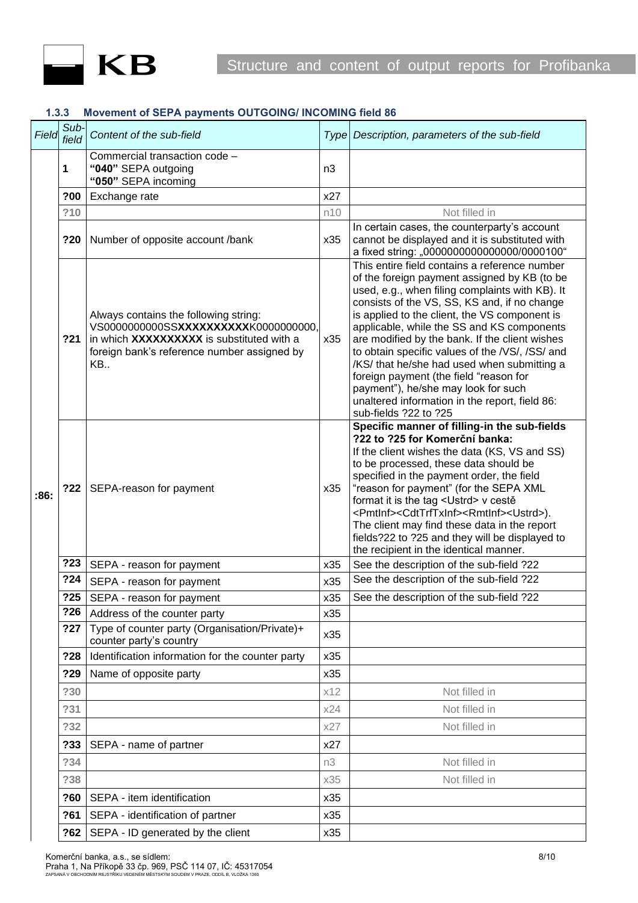### 1.3.3 Movement of SEPA payments OUTGOING/ INCOMING field 86

| *Field* | *Sub-field* | *Content of the sub-field* | *Type* | *Description, parameters of the sub-field* |
|---|---|---|---|---|
| **:86:** | **1** | Commercial transaction code – **"040"** SEPA outgoing **"050"** SEPA incoming | n3 | |
| | **?00** | Exchange rate | x27 | |
| | ?10 | | n10 | Not filled in |
| | **?20** | Number of opposite account /bank | x35 | In certain cases, the counterparty's account cannot be displayed and it is substituted with a fixed string: „0000000000000000/0000100" |
| | **?21** | Always contains the following string: VS0000000000SS**XXXXXXXXXX**K0000000000, in which **XXXXXXXXXX** is substituted with a foreign bank's reference number assigned by KB.. | x35 | This entire field contains a reference number of the foreign payment assigned by KB (to be used, e.g., when filing complaints with KB). It consists of the VS, SS, KS and, if no change is applied to the client, the VS component is applicable, while the SS and KS components are modified by the bank. If the client wishes to obtain specific values of the /VS/, /SS/ and /KS/ that he/she had used when submitting a foreign payment (the field "reason for payment"), he/she may look for such unaltered information in the report, field 86: sub-fields ?22 to ?25 |
| | **?22** | SEPA-reason for payment | x35 | **Specific manner of filling-in the sub-fields ?22 to ?25 for Komerční banka:** If the client wishes the data (KS, VS and SS) to be processed, these data should be specified in the payment order, the field "reason for payment" (for the SEPA XML format it is the tag <Ustrd> v cestě <PmtInf><CdtTrfTxInf><RmtInf><Ustrd>). The client may find these data in the report fields?22 to ?25 and they will be displayed to the recipient in the identical manner. |
| | **?23** | SEPA - reason for payment | x35 | See the description of the sub-field ?22 |
| | **?24** | SEPA - reason for payment | x35 | See the description of the sub-field ?22 |
| | **?25** | SEPA - reason for payment | x35 | See the description of the sub-field ?22 |
| | **?26** | Address of the counter party | x35 | |
| | **?27** | Type of counter party (Organisation/Private)+ counter party's country | x35 | |
| | **?28** | Identification information for the counter party | x35 | |
| | **?29** | Name of opposite party | x35 | |
| | ?30 | | x12 | Not filled in |
| | ?31 | | x24 | Not filled in |
| | ?32 | | x27 | Not filled in |
| | **?33** | SEPA - name of partner | x27 | |
| | ?34 | | n3 | Not filled in |
| | ?38 | | x35 | Not filled in |
| | **?60** | SEPA - item identification | x35 | |
| | **?61** | SEPA - identification of partner | x35 | |
| | **?62** | SEPA - ID generated by the client | x35 | |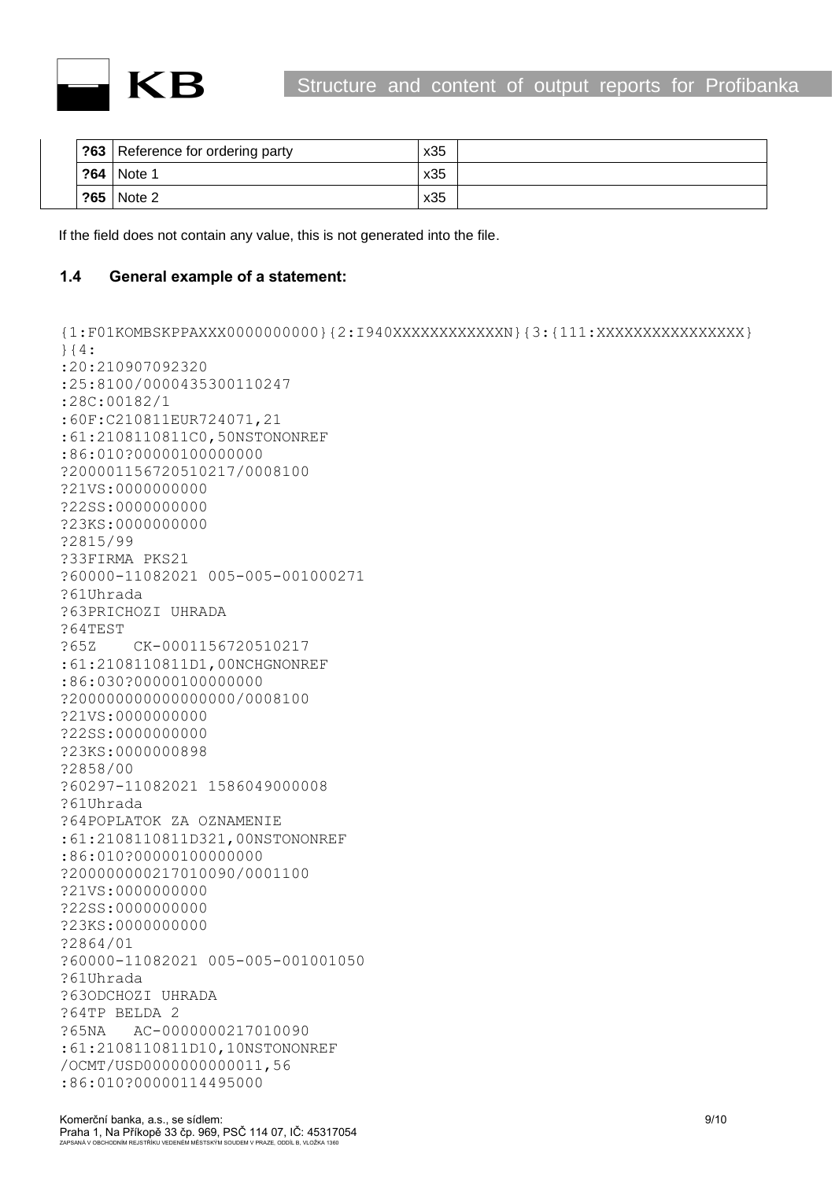| | | | | |
|---|---|---|---|---|
| | **?63** | Reference for ordering party | x35 | |
| | **?64** | Note 1 | x35 | |
| | **?65** | Note 2 | x35 | |

If the field does not contain any value, this is not generated into the file.

### 1.4 General example of a statement:

```
{1:F01KOMBSKPPAXXX0000000000}{2:I940XXXXXXXXXXXXN}{3:{111:XXXXXXXXXXXXXXXX}
}{4:
:20:210907092320
:25:8100/0000435300110247
:28C:00182/1
:60F:C210811EUR724071,21
:61:2108110811C0,50NSTONONREF
:86:010?00000100000000
?200001156720510217/0008100
?21VS:0000000000
?22SS:0000000000
?23KS:0000000000
?2815/99
?33FIRMA PKS21
?60000-11082021 005-005-001000271
?61Uhrada
?63PRICHOZI UHRADA
?64TEST
?65Z    CK-0001156720510217
:61:2108110811D1,00NCHGNONREF
:86:030?00000100000000
?200000000000000000/0008100
?21VS:0000000000
?22SS:0000000000
?23KS:0000000898
?2858/00
?60297-11082021 1586049000008
?61Uhrada
?64POPLATOK ZA OZNAMENIE
:61:2108110811D321,00NSTONONREF
:86:010?00000100000000
?200000000217010090/0001100
?21VS:0000000000
?22SS:0000000000
?23KS:0000000000
?2864/01
?60000-11082021 005-005-001001050
?61Uhrada
?63ODCHOZI UHRADA
?64TP BELDA 2
?65NA   AC-0000000217010090
:61:2108110811D10,10NSTONONREF
/OCMT/USD0000000000011,56
:86:010?00000114495000
```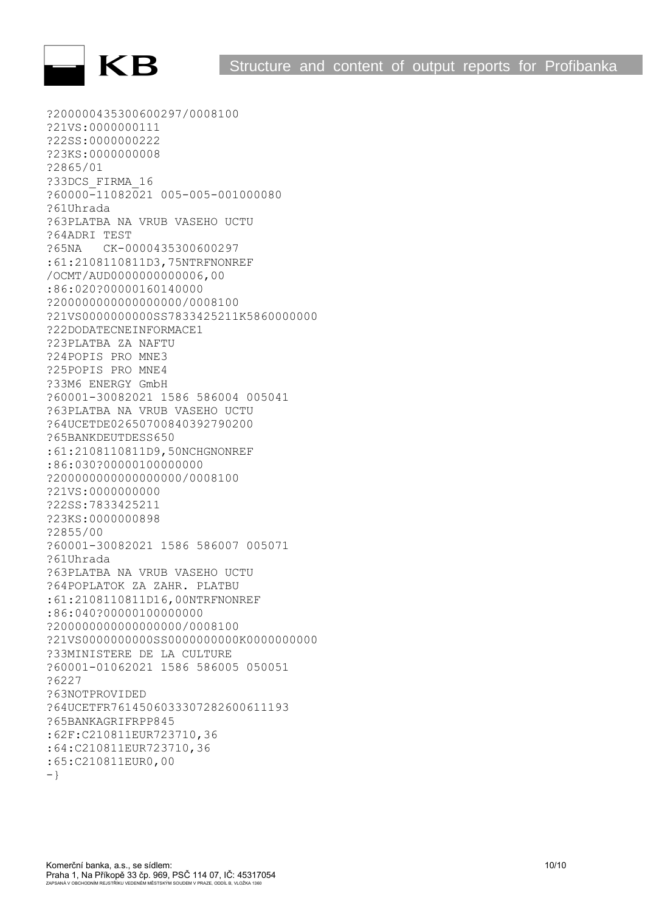```
?200000435300600297/0008100
?21VS:0000000111
?22SS:0000000222
?23KS:0000000008
?2865/01
?33DCS_FIRMA_16
?60000-11082021 005-005-001000080
?61Uhrada
?63PLATBA NA VRUB VASEHO UCTU
?64ADRI TEST
?65NA   CK-0000435300600297
:61:2108110811D3,75NTRFNONREF
/OCMT/AUD0000000000006,00
:86:020?00000160140000
?200000000000000000/0008100
?21VS0000000000SS7833425211K5860000000
?22DODATECNEINFORMACE1
?23PLATBA ZA NAFTU
?24POPIS PRO MNE3
?25POPIS PRO MNE4
?33M6 ENERGY GmbH
?60001-30082021 1586 586004 005041
?63PLATBA NA VRUB VASEHO UCTU
?64UCETDE02650700840392790200
?65BANKDEUTDESS650
:61:2108110811D9,50NCHGNONREF
:86:030?00000100000000
?200000000000000000/0008100
?21VS:0000000000
?22SS:7833425211
?23KS:0000000898
?2855/00
?60001-30082021 1586 586007 005071
?61Uhrada
?63PLATBA NA VRUB VASEHO UCTU
?64POPLATOK ZA ZAHR. PLATBU
:61:2108110811D16,00NTRFNONREF
:86:040?00000100000000
?200000000000000000/0008100
?21VS0000000000SS0000000000K0000000000
?33MINISTERE DE LA CULTURE
?60001-01062021 1586 586005 050051
?6227
?63NOTPROVIDED
?64UCETFR7614506033307282600611193
?65BANKAGRIFRPP845
:62F:C210811EUR723710,36
:64:C210811EUR723710,36
:65:C210811EUR0,00
-}
```

Komerční banka, a.s., se sídlem:
Praha 1, Na Příkopě 33 čp. 969, PSČ 114 07, IČ: 45317054
ZAPSANÁ V OBCHODNÍM REJSTŘÍKU VEDENÉM MĚSTSKÝM SOUDEM V PRAZE, ODDÍL B, VLOŽKA 1360